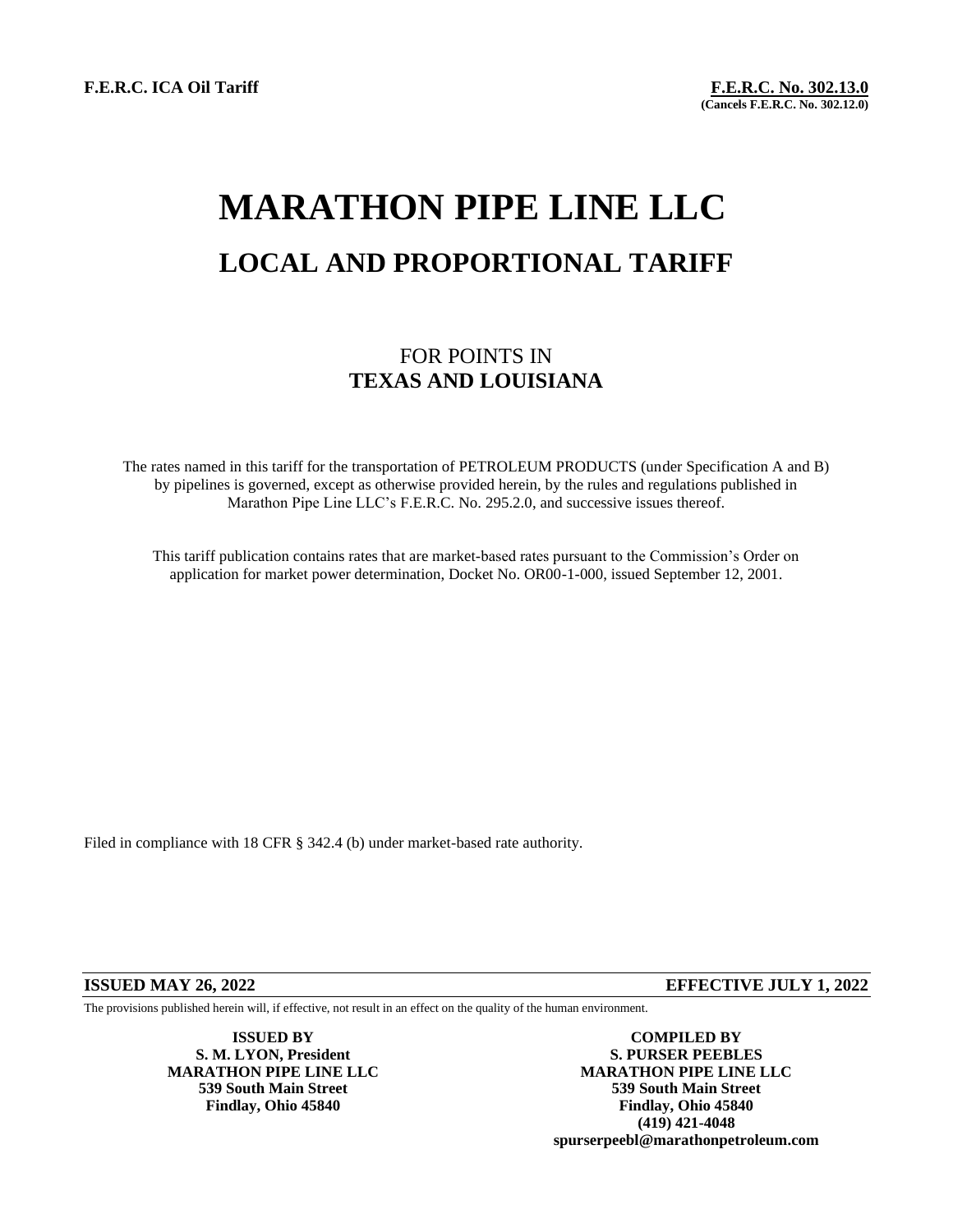**F.E.R.C. ICA Oil Tariff**

**F.E.R.C. No. 302.13.0**
**(Cancels F.E.R.C. No. 302.12.0)**

# MARATHON PIPE LINE LLC

## LOCAL AND PROPORTIONAL TARIFF

FOR POINTS IN
**TEXAS AND LOUISIANA**

The rates named in this tariff for the transportation of PETROLEUM PRODUCTS (under Specification A and B) by pipelines is governed, except as otherwise provided herein, by the rules and regulations published in Marathon Pipe Line LLC's F.E.R.C. No. 295.2.0, and successive issues thereof.

This tariff publication contains rates that are market-based rates pursuant to the Commission's Order on application for market power determination, Docket No. OR00-1-000, issued September 12, 2001.

Filed in compliance with 18 CFR § 342.4 (b) under market-based rate authority.

**ISSUED MAY 26, 2022** **EFFECTIVE JULY 1, 2022**

The provisions published herein will, if effective, not result in an effect on the quality of the human environment.

**ISSUED BY**
**S. M. LYON, President**
**MARATHON PIPE LINE LLC**
**539 South Main Street**
**Findlay, Ohio 45840**

**COMPILED BY**
**S. PURSER PEEBLES**
**MARATHON PIPE LINE LLC**
**539 South Main Street**
**Findlay, Ohio 45840**
**(419) 421-4048**
**spurserpeebl@marathonpetroleum.com**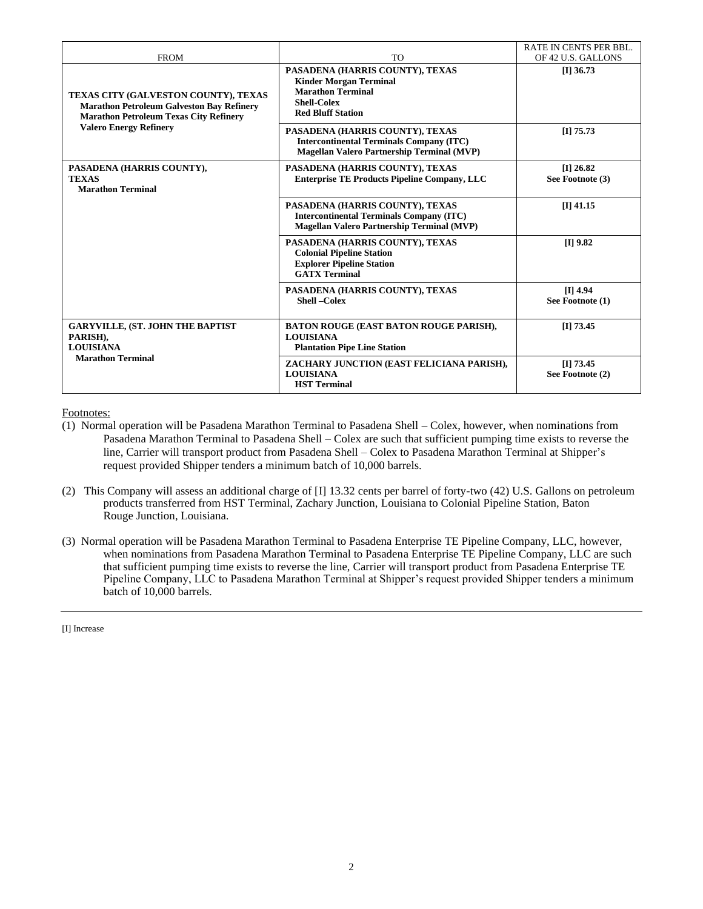| FROM | TO | RATE IN CENTS PER BBL. OF 42 U.S. GALLONS |
|---|---|---|
| **TEXAS CITY (GALVESTON COUNTY), TEXAS** **Marathon Petroleum Galveston Bay Refinery** **Marathon Petroleum Texas City Refinery** **Valero Energy Refinery** | **PASADENA (HARRIS COUNTY), TEXAS** **Kinder Morgan Terminal** **Marathon Terminal** **Shell-Colex** **Red Bluff Station** | **[I] 36.73** |
| | **PASADENA (HARRIS COUNTY), TEXAS** **Intercontinental Terminals Company (ITC)** **Magellan Valero Partnership Terminal (MVP)** | **[I] 75.73** |
| **PASADENA (HARRIS COUNTY), TEXAS** **Marathon Terminal** | **PASADENA (HARRIS COUNTY), TEXAS** **Enterprise TE Products Pipeline Company, LLC** | **[I] 26.82** **See Footnote (3)** |
| | **PASADENA (HARRIS COUNTY), TEXAS** **Intercontinental Terminals Company (ITC)** **Magellan Valero Partnership Terminal (MVP)** | **[I] 41.15** |
| | **PASADENA (HARRIS COUNTY), TEXAS** **Colonial Pipeline Station** **Explorer Pipeline Station** **GATX Terminal** | **[I] 9.82** |
| | **PASADENA (HARRIS COUNTY), TEXAS** **Shell –Colex** | **[I] 4.94** **See Footnote (1)** |
| **GARYVILLE, (ST. JOHN THE BAPTIST PARISH), LOUISIANA** **Marathon Terminal** | **BATON ROUGE (EAST BATON ROUGE PARISH), LOUISIANA** **Plantation Pipe Line Station** | **[I] 73.45** |
| | **ZACHARY JUNCTION (EAST FELICIANA PARISH), LOUISIANA** **HST Terminal** | **[I] 73.45** **See Footnote (2)** |

Footnotes:

(1) Normal operation will be Pasadena Marathon Terminal to Pasadena Shell – Colex, however, when nominations from Pasadena Marathon Terminal to Pasadena Shell – Colex are such that sufficient pumping time exists to reverse the line, Carrier will transport product from Pasadena Shell – Colex to Pasadena Marathon Terminal at Shipper's request provided Shipper tenders a minimum batch of 10,000 barrels.

(2) This Company will assess an additional charge of [I] 13.32 cents per barrel of forty-two (42) U.S. Gallons on petroleum products transferred from HST Terminal, Zachary Junction, Louisiana to Colonial Pipeline Station, Baton Rouge Junction, Louisiana.

(3) Normal operation will be Pasadena Marathon Terminal to Pasadena Enterprise TE Pipeline Company, LLC, however, when nominations from Pasadena Marathon Terminal to Pasadena Enterprise TE Pipeline Company, LLC are such that sufficient pumping time exists to reverse the line, Carrier will transport product from Pasadena Enterprise TE Pipeline Company, LLC to Pasadena Marathon Terminal at Shipper's request provided Shipper tenders a minimum batch of 10,000 barrels.

---

[I] Increase